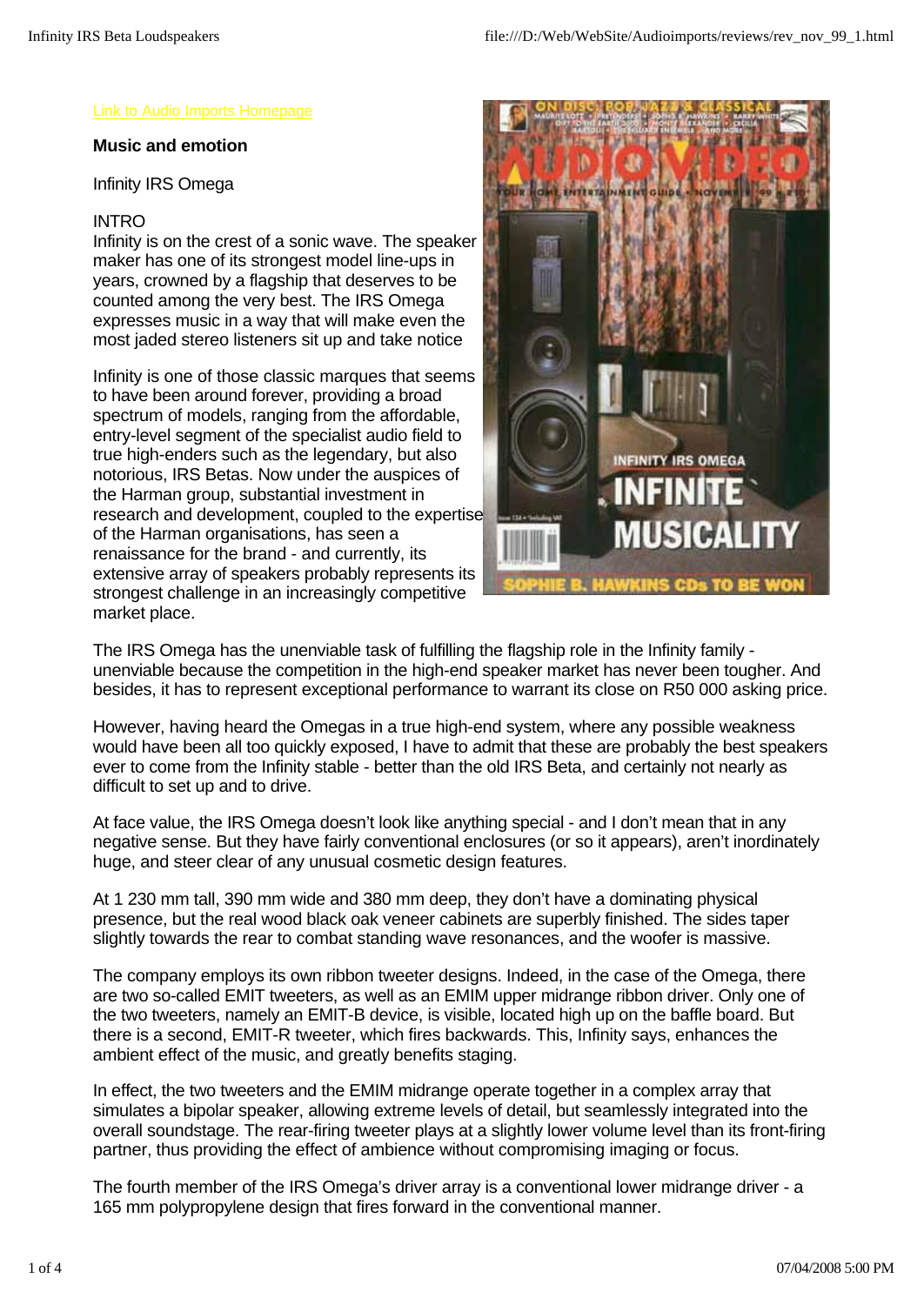[Link to Audio Imports Homepage]

**Music and emotion**

Infinity IRS Omega

INTRO

Infinity is on the crest of a sonic wave. The speaker maker has one of its strongest model line-ups in years, crowned by a flagship that deserves to be counted among the very best. The IRS Omega expresses music in a way that will make even the most jaded stereo listeners sit up and take notice

Infinity is one of those classic marques that seems to have been around forever, providing a broad spectrum of models, ranging from the affordable, entry-level segment of the specialist audio field to true high-enders such as the legendary, but also notorious, IRS Betas. Now under the auspices of the Harman group, substantial investment in research and development, coupled to the expertise of the Harman organisations, has seen a renaissance for the brand - and currently, its extensive array of speakers probably represents its strongest challenge in an increasingly competitive market place.

The IRS Omega has the unenviable task of fulfilling the flagship role in the Infinity family - unenviable because the competition in the high-end speaker market has never been tougher. And besides, it has to represent exceptional performance to warrant its close on R50 000 asking price.

However, having heard the Omegas in a true high-end system, where any possible weakness would have been all too quickly exposed, I have to admit that these are probably the best speakers ever to come from the Infinity stable - better than the old IRS Beta, and certainly not nearly as difficult to set up and to drive.

At face value, the IRS Omega doesn't look like anything special - and I don't mean that in any negative sense. But they have fairly conventional enclosures (or so it appears), aren't inordinately huge, and steer clear of any unusual cosmetic design features.

At 1 230 mm tall, 390 mm wide and 380 mm deep, they don't have a dominating physical presence, but the real wood black oak veneer cabinets are superbly finished. The sides taper slightly towards the rear to combat standing wave resonances, and the woofer is massive.

The company employs its own ribbon tweeter designs. Indeed, in the case of the Omega, there are two so-called EMIT tweeters, as well as an EMIM upper midrange ribbon driver. Only one of the two tweeters, namely an EMIT-B device, is visible, located high up on the baffle board. But there is a second, EMIT-R tweeter, which fires backwards. This, Infinity says, enhances the ambient effect of the music, and greatly benefits staging.

In effect, the two tweeters and the EMIM midrange operate together in a complex array that simulates a bipolar speaker, allowing extreme levels of detail, but seamlessly integrated into the overall soundstage. The rear-firing tweeter plays at a slightly lower volume level than its front-firing partner, thus providing the effect of ambience without compromising imaging or focus.

The fourth member of the IRS Omega's driver array is a conventional lower midrange driver - a 165 mm polypropylene design that fires forward in the conventional manner.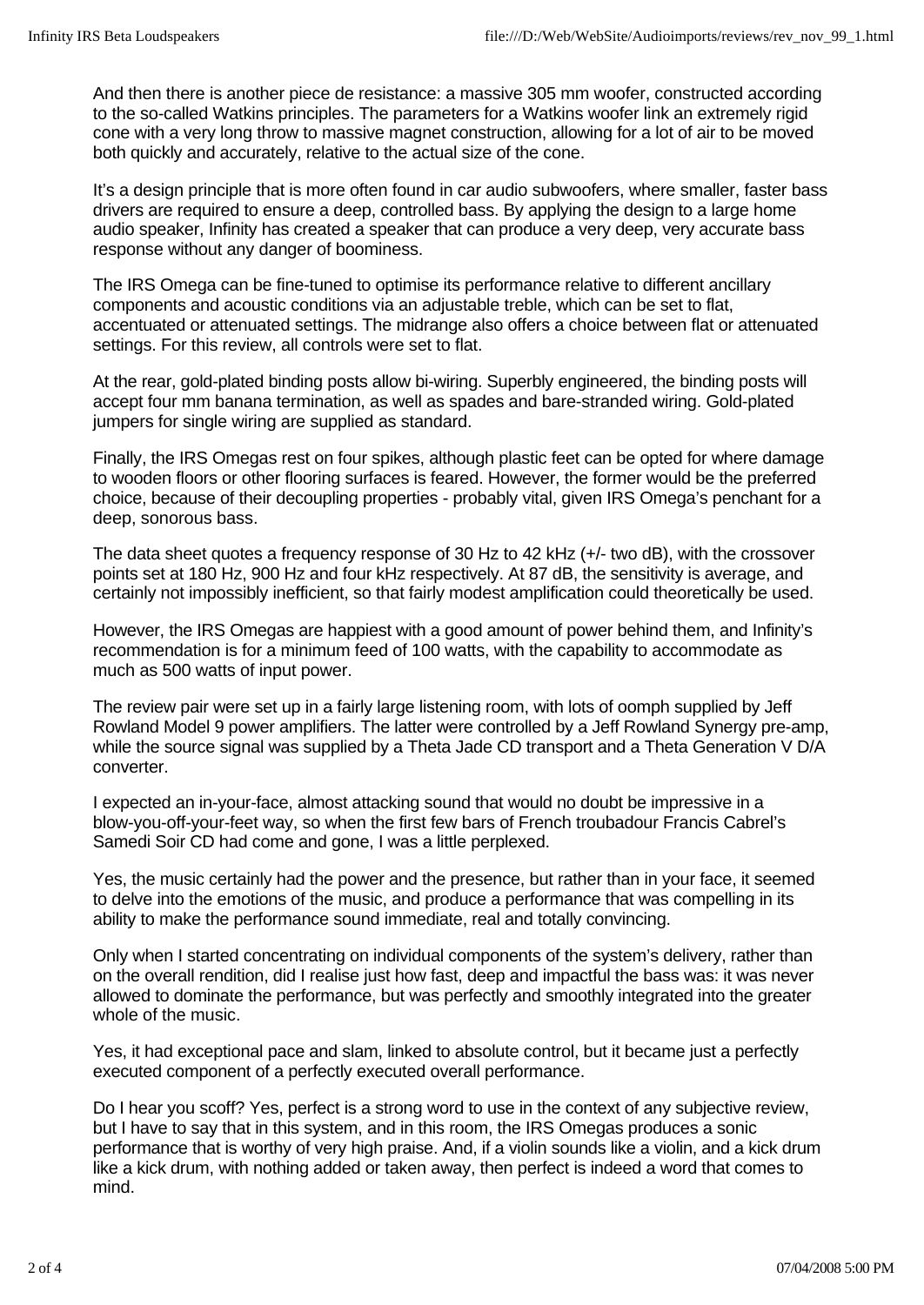And then there is another piece de resistance: a massive 305 mm woofer, constructed according to the so-called Watkins principles. The parameters for a Watkins woofer link an extremely rigid cone with a very long throw to massive magnet construction, allowing for a lot of air to be moved both quickly and accurately, relative to the actual size of the cone.

It's a design principle that is more often found in car audio subwoofers, where smaller, faster bass drivers are required to ensure a deep, controlled bass. By applying the design to a large home audio speaker, Infinity has created a speaker that can produce a very deep, very accurate bass response without any danger of boominess.

The IRS Omega can be fine-tuned to optimise its performance relative to different ancillary components and acoustic conditions via an adjustable treble, which can be set to flat, accentuated or attenuated settings. The midrange also offers a choice between flat or attenuated settings. For this review, all controls were set to flat.

At the rear, gold-plated binding posts allow bi-wiring. Superbly engineered, the binding posts will accept four mm banana termination, as well as spades and bare-stranded wiring. Gold-plated jumpers for single wiring are supplied as standard.

Finally, the IRS Omegas rest on four spikes, although plastic feet can be opted for where damage to wooden floors or other flooring surfaces is feared. However, the former would be the preferred choice, because of their decoupling properties - probably vital, given IRS Omega's penchant for a deep, sonorous bass.

The data sheet quotes a frequency response of 30 Hz to 42 kHz (+/- two dB), with the crossover points set at 180 Hz, 900 Hz and four kHz respectively. At 87 dB, the sensitivity is average, and certainly not impossibly inefficient, so that fairly modest amplification could theoretically be used.

However, the IRS Omegas are happiest with a good amount of power behind them, and Infinity's recommendation is for a minimum feed of 100 watts, with the capability to accommodate as much as 500 watts of input power.

The review pair were set up in a fairly large listening room, with lots of oomph supplied by Jeff Rowland Model 9 power amplifiers. The latter were controlled by a Jeff Rowland Synergy pre-amp, while the source signal was supplied by a Theta Jade CD transport and a Theta Generation V D/A converter.

I expected an in-your-face, almost attacking sound that would no doubt be impressive in a blow-you-off-your-feet way, so when the first few bars of French troubadour Francis Cabrel's Samedi Soir CD had come and gone, I was a little perplexed.

Yes, the music certainly had the power and the presence, but rather than in your face, it seemed to delve into the emotions of the music, and produce a performance that was compelling in its ability to make the performance sound immediate, real and totally convincing.

Only when I started concentrating on individual components of the system's delivery, rather than on the overall rendition, did I realise just how fast, deep and impactful the bass was: it was never allowed to dominate the performance, but was perfectly and smoothly integrated into the greater whole of the music.

Yes, it had exceptional pace and slam, linked to absolute control, but it became just a perfectly executed component of a perfectly executed overall performance.

Do I hear you scoff? Yes, perfect is a strong word to use in the context of any subjective review, but I have to say that in this system, and in this room, the IRS Omegas produces a sonic performance that is worthy of very high praise. And, if a violin sounds like a violin, and a kick drum like a kick drum, with nothing added or taken away, then perfect is indeed a word that comes to mind.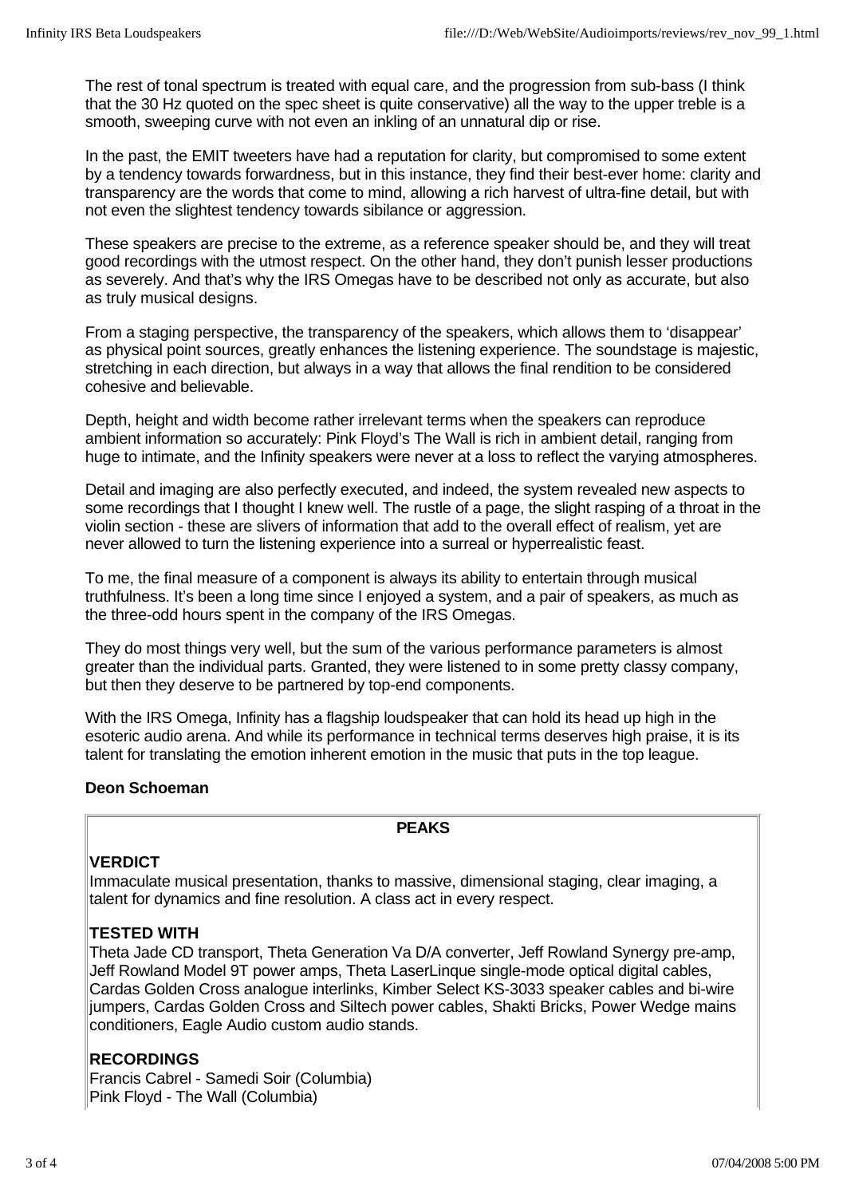The rest of tonal spectrum is treated with equal care, and the progression from sub-bass (I think that the 30 Hz quoted on the spec sheet is quite conservative) all the way to the upper treble is a smooth, sweeping curve with not even an inkling of an unnatural dip or rise.

In the past, the EMIT tweeters have had a reputation for clarity, but compromised to some extent by a tendency towards forwardness, but in this instance, they find their best-ever home: clarity and transparency are the words that come to mind, allowing a rich harvest of ultra-fine detail, but with not even the slightest tendency towards sibilance or aggression.

These speakers are precise to the extreme, as a reference speaker should be, and they will treat good recordings with the utmost respect. On the other hand, they don't punish lesser productions as severely. And that's why the IRS Omegas have to be described not only as accurate, but also as truly musical designs.

From a staging perspective, the transparency of the speakers, which allows them to 'disappear' as physical point sources, greatly enhances the listening experience. The soundstage is majestic, stretching in each direction, but always in a way that allows the final rendition to be considered cohesive and believable.

Depth, height and width become rather irrelevant terms when the speakers can reproduce ambient information so accurately: Pink Floyd's The Wall is rich in ambient detail, ranging from huge to intimate, and the Infinity speakers were never at a loss to reflect the varying atmospheres.

Detail and imaging are also perfectly executed, and indeed, the system revealed new aspects to some recordings that I thought I knew well. The rustle of a page, the slight rasping of a throat in the violin section - these are slivers of information that add to the overall effect of realism, yet are never allowed to turn the listening experience into a surreal or hyperrealistic feast.

To me, the final measure of a component is always its ability to entertain through musical truthfulness. It's been a long time since I enjoyed a system, and a pair of speakers, as much as the three-odd hours spent in the company of the IRS Omegas.

They do most things very well, but the sum of the various performance parameters is almost greater than the individual parts. Granted, they were listened to in some pretty classy company, but then they deserve to be partnered by top-end components.

With the IRS Omega, Infinity has a flagship loudspeaker that can hold its head up high in the esoteric audio arena. And while its performance in technical terms deserves high praise, it is its talent for translating the emotion inherent emotion in the music that puts in the top league.

**Deon Schoeman**

**PEAKS**

**VERDICT**
Immaculate musical presentation, thanks to massive, dimensional staging, clear imaging, a talent for dynamics and fine resolution. A class act in every respect.

**TESTED WITH**
Theta Jade CD transport, Theta Generation Va D/A converter, Jeff Rowland Synergy pre-amp, Jeff Rowland Model 9T power amps, Theta LaserLinque single-mode optical digital cables, Cardas Golden Cross analogue interlinks, Kimber Select KS-3033 speaker cables and bi-wire jumpers, Cardas Golden Cross and Siltech power cables, Shakti Bricks, Power Wedge mains conditioners, Eagle Audio custom audio stands.

**RECORDINGS**
Francis Cabrel - Samedi Soir (Columbia)
Pink Floyd - The Wall (Columbia)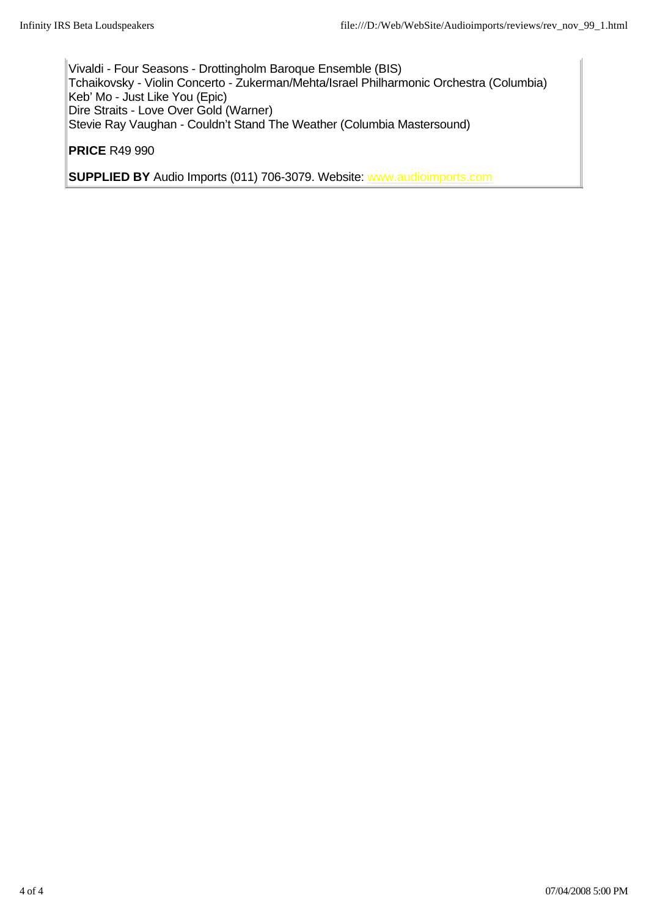Vivaldi - Four Seasons - Drottingholm Baroque Ensemble (BIS)
Tchaikovsky - Violin Concerto - Zukerman/Mehta/Israel Philharmonic Orchestra (Columbia)
Keb' Mo - Just Like You (Epic)
Dire Straits - Love Over Gold (Warner)
Stevie Ray Vaughan - Couldn't Stand The Weather (Columbia Mastersound)

**PRICE** R49 990

**SUPPLIED BY** Audio Imports (011) 706-3079. Website: www.audioimports.com